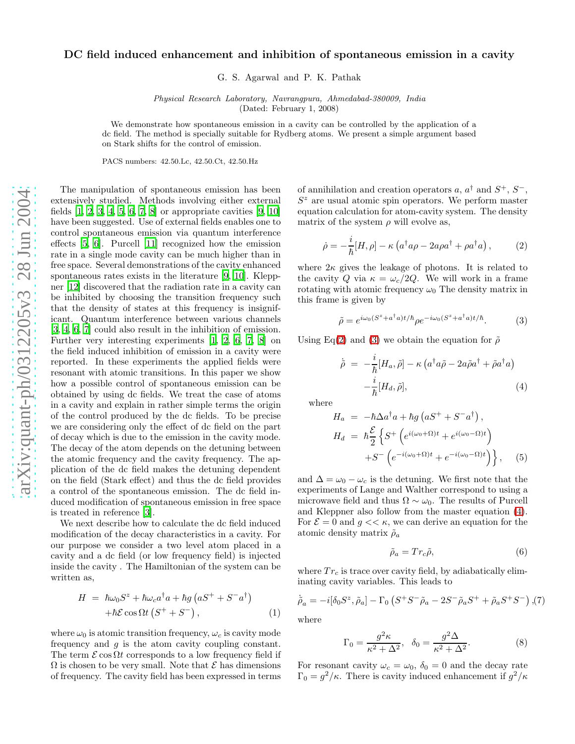# DC field induced enhancement and inhibition of spontaneous emission in a cavity

G. S. Agarwal and P. K. Pathak

*Physical Research Laboratory, Navrangpura, Ahmedabad-380009, India*
(Dated: February 1, 2008)

We demonstrate how spontaneous emission in a cavity can be controlled by the application of a dc field. The method is specially suitable for Rydberg atoms. We present a simple argument based on Stark shifts for the control of emission.

PACS numbers: 42.50.Lc, 42.50.Ct, 42.50.Hz

The manipulation of spontaneous emission has been extensively studied. Methods involving either external fields [1, 2, 3, 4, 5, 6, 7, 8] or appropriate cavities [9, 10] have been suggested. Use of external fields enables one to control spontaneous emission via quantum interference effects [5, 6]. Purcell [11] recognized how the emission rate in a single mode cavity can be much higher than in free space. Several demonstrations of the cavity enhanced spontaneous rates exists in the literature [9, 10]. Kleppner [12] discovered that the radiation rate in a cavity can be inhibited by choosing the transition frequency such that the density of states at this frequency is insignificant. Quantum interference between various channels [3, 4, 6, 7] could also result in the inhibition of emission. Further very interesting experiments [1, 2, 6, 7, 8] on the field induced inhibition of emission in a cavity were reported. In these experiments the applied fields were resonant with atomic transitions. In this paper we show how a possible control of spontaneous emission can be obtained by using dc fields. We treat the case of atoms in a cavity and explain in rather simple terms the origin of the control produced by the dc fields. To be precise we are considering only the effect of dc field on the part of decay which is due to the emission in the cavity mode. The decay of the atom depends on the detuning between the atomic frequency and the cavity frequency. The application of the dc field makes the detuning dependent on the field (Stark effect) and thus the dc field provides a control of the spontaneous emission. The dc field induced modification of spontaneous emission in free space is treated in reference [3].

We next describe how to calculate the dc field induced modification of the decay characteristics in a cavity. For our purpose we consider a two level atom placed in a cavity and a dc field (or low frequency field) is injected inside the cavity . The Hamiltonian of the system can be written as,

$$
\begin{aligned}
H &= \hbar\omega_0 S^z + \hbar\omega_c a^\dagger a + \hbar g\left(aS^+ + S^- a^\dagger\right) \\
&+ \hbar\mathcal{E}\cos\Omega t\left(S^+ + S^-\right),
\end{aligned} \tag{1}
$$

where $\omega_0$ is atomic transition frequency, $\omega_c$ is cavity mode frequency and $g$ is the atom cavity coupling constant. The term $\mathcal{E}\cos\Omega t$ corresponds to a low frequency field if $\Omega$ is chosen to be very small. Note that $\mathcal{E}$ has dimensions of frequency. The cavity field has been expressed in terms of annihilation and creation operators $a$, $a^\dagger$ and $S^+$, $S^-$, $S^z$ are usual atomic spin operators. We perform master equation calculation for atom-cavity system. The density matrix of the system $\rho$ will evolve as,

$$
\dot{\rho} = -\frac{i}{\hbar}[H,\rho] - \kappa\left(a^\dagger a\rho - 2a\rho a^\dagger + \rho a^\dagger a\right), \tag{2}
$$

where $2\kappa$ gives the leakage of photons. It is related to the cavity $Q$ via $\kappa = \omega_c/2Q$. We will work in a frame rotating with atomic frequency $\omega_0$ The density matrix in this frame is given by

$$
\tilde{\rho} = e^{i\omega_0(S^z + a^\dagger a)t/\hbar}\rho e^{-i\omega_0(S^z + a^\dagger a)t/\hbar}. \tag{3}
$$

Using Eq(2) and (3) we obtain the equation for $\tilde{\rho}$

$$
\begin{aligned}
\dot{\tilde{\rho}} &= -\frac{i}{\hbar}[H_a,\tilde{\rho}] - \kappa\left(a^\dagger a\tilde{\rho} - 2a\tilde{\rho}a^\dagger + \tilde{\rho}a^\dagger a\right) \\
&- \frac{i}{\hbar}[H_d,\tilde{\rho}],
\end{aligned} \tag{4}
$$

where

$$
\begin{aligned}
H_a &= -\hbar\Delta a^\dagger a + \hbar g\left(aS^+ + S^- a^\dagger\right), \\
H_d &= \hbar\frac{\mathcal{E}}{2}\left\{S^+\left(e^{i(\omega_0+\Omega)t} + e^{i(\omega_0-\Omega)t}\right)\right. \\
&\left. + S^-\left(e^{-i(\omega_0+\Omega)t} + e^{-i(\omega_0-\Omega)t}\right)\right\},
\end{aligned} \tag{5}
$$

and $\Delta = \omega_0 - \omega_c$ is the detuning. We first note that the experiments of Lange and Walther correspond to using a microwave field and thus $\Omega \sim \omega_0$. The results of Purcell and Kleppner also follow from the master equation (4). For $\mathcal{E} = 0$ and $g << \kappa$, we can derive an equation for the atomic density matrix $\tilde{\rho}_a$

$$
\tilde{\rho}_a = Tr_c\tilde{\rho}, \tag{6}
$$

where $Tr_c$ is trace over cavity field, by adiabatically eliminating cavity variables. This leads to

$$
\dot{\tilde{\rho}}_a = -i[\delta_0 S^z, \tilde{\rho}_a] - \Gamma_0\left(S^+S^-\tilde{\rho}_a - 2S^-\tilde{\rho}_a S^+ + \tilde{\rho}_a S^+S^-\right), \tag{7}
$$

where

$$
\Gamma_0 = \frac{g^2\kappa}{\kappa^2 + \Delta^2}, \quad \delta_0 = \frac{g^2\Delta}{\kappa^2 + \Delta^2}. \tag{8}
$$

For resonant cavity $\omega_c = \omega_0$, $\delta_0 = 0$ and the decay rate $\Gamma_0 = g^2/\kappa$. There is cavity induced enhancement if $g^2/\kappa$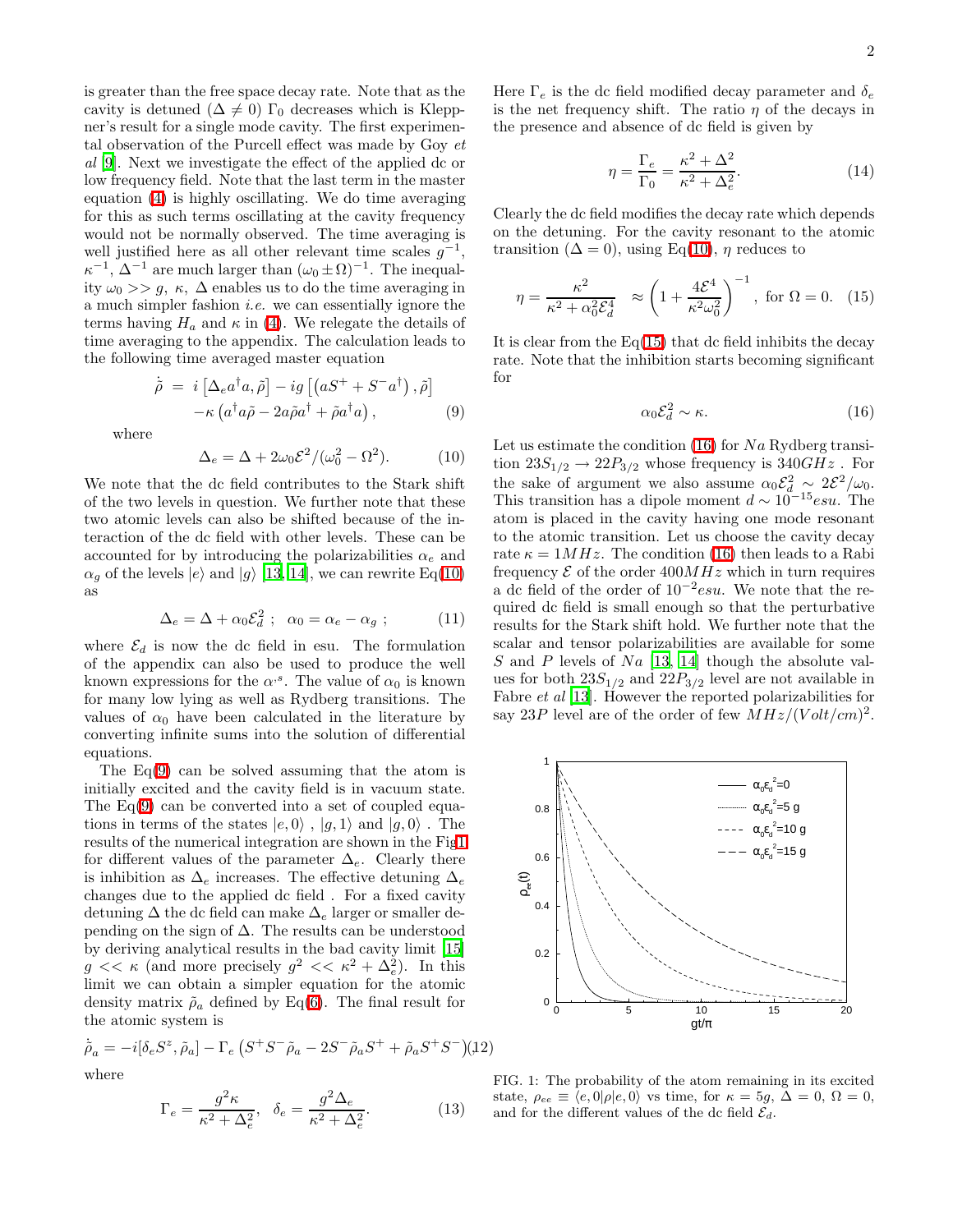is greater than the free space decay rate. Note that as the cavity is detuned ($\Delta \neq 0$) $\Gamma_0$ decreases which is Kleppner's result for a single mode cavity. The first experimental observation of the Purcell effect was made by Goy *et al* [9]. Next we investigate the effect of the applied dc or low frequency field. Note that the last term in the master equation (4) is highly oscillating. We do time averaging for this as such terms oscillating at the cavity frequency would not be normally observed. The time averaging is well justified here as all other relevant time scales $g^{-1}$, $\kappa^{-1}$, $\Delta^{-1}$ are much larger than $(\omega_0 \pm \Omega)^{-1}$. The inequality $\omega_0 >> g,\ \kappa,\ \Delta$ enables us to do the time averaging in a much simpler fashion *i.e.* we can essentially ignore the terms having $H_a$ and $\kappa$ in (4). We relegate the details of time averaging to the appendix. The calculation leads to the following time averaged master equation

$$
\begin{aligned}
\dot{\tilde{\rho}} \;=\; & i\left[\Delta_e a^{\dagger}a, \tilde{\rho}\right] - ig\left[\left(aS^{+} + S^{-}a^{\dagger}\right), \tilde{\rho}\right] \\
& -\kappa\left(a^{\dagger}a\tilde{\rho} - 2a\tilde{\rho}a^{\dagger} + \tilde{\rho}a^{\dagger}a\right),
\end{aligned} \tag{9}
$$

where

$$
\Delta_e = \Delta + 2\omega_0\mathcal{E}^2/(\omega_0^2 - \Omega^2). \tag{10}
$$

We note that the dc field contributes to the Stark shift of the two levels in question. We further note that these two atomic levels can also be shifted because of the interaction of the dc field with other levels. These can be accounted for by introducing the polarizabilities $\alpha_e$ and $\alpha_g$ of the levels $|e\rangle$ and $|g\rangle$ [13, 14], we can rewrite Eq(10) as

$$
\Delta_e = \Delta + \alpha_0\mathcal{E}_d^2\ ;\ \ \alpha_0 = \alpha_e - \alpha_g\ ; \tag{11}
$$

where $\mathcal{E}_d$ is now the dc field in esu. The formulation of the appendix can also be used to produce the well known expressions for the $\alpha^{,s}$. The value of $\alpha_0$ is known for many low lying as well as Rydberg transitions. The values of $\alpha_0$ have been calculated in the literature by converting infinite sums into the solution of differential equations.

The Eq(9) can be solved assuming that the atom is initially excited and the cavity field is in vacuum state. The Eq(9) can be converted into a set of coupled equations in terms of the states $|e,0\rangle$ , $|g,1\rangle$ and $|g,0\rangle$ . The results of the numerical integration are shown in the Fig1 for different values of the parameter $\Delta_e$. Clearly there is inhibition as $\Delta_e$ increases. The effective detuning $\Delta_e$ changes due to the applied dc field . For a fixed cavity detuning $\Delta$ the dc field can make $\Delta_e$ larger or smaller depending on the sign of $\Delta$. The results can be understood by deriving analytical results in the bad cavity limit [15] $g << \kappa$ (and more precisely $g^2 << \kappa^2 + \Delta_e^2$). In this limit we can obtain a simpler equation for the atomic density matrix $\tilde{\rho}_a$ defined by Eq(6). The final result for the atomic system is

$$
\dot{\tilde{\rho}}_a = -i[\delta_e S^z, \tilde{\rho}_a] - \Gamma_e\left(S^{+}S^{-}\tilde{\rho}_a - 2S^{-}\tilde{\rho}_a S^{+} + \tilde{\rho}_a S^{+}S^{-}\right) \tag{12}
$$

where

$$
\Gamma_e = \frac{g^2\kappa}{\kappa^2 + \Delta_e^2}, \quad \delta_e = \frac{g^2\Delta_e}{\kappa^2 + \Delta_e^2}. \tag{13}
$$

Here $\Gamma_e$ is the dc field modified decay parameter and $\delta_e$ is the net frequency shift. The ratio $\eta$ of the decays in the presence and absence of dc field is given by

$$
\eta = \frac{\Gamma_e}{\Gamma_0} = \frac{\kappa^2 + \Delta^2}{\kappa^2 + \Delta_e^2}. \tag{14}
$$

Clearly the dc field modifies the decay rate which depends on the detuning. For the cavity resonant to the atomic transition ($\Delta = 0$), using Eq(10), $\eta$ reduces to

$$
\eta = \frac{\kappa^2}{\kappa^2 + \alpha_0^2\mathcal{E}_d^4} \quad \approx \left(1 + \frac{4\mathcal{E}^4}{\kappa^2\omega_0^2}\right)^{-1},\ \text{for } \Omega = 0. \tag{15}
$$

It is clear from the Eq(15) that dc field inhibits the decay rate. Note that the inhibition starts becoming significant for

$$
\alpha_0\mathcal{E}_d^2 \sim \kappa. \tag{16}
$$

Let us estimate the condition (16) for $Na$ Rydberg transition $23S_{1/2} \rightarrow 22P_{3/2}$ whose frequency is $340GHz$ . For the sake of argument we also assume $\alpha_0\mathcal{E}_d^2 \sim 2\mathcal{E}^2/\omega_0$. This transition has a dipole moment $d \sim 10^{-15}esu$. The atom is placed in the cavity having one mode resonant to the atomic transition. Let us choose the cavity decay rate $\kappa = 1MHz$. The condition (16) then leads to a Rabi frequency $\mathcal{E}$ of the order $400MHz$ which in turn requires a dc field of the order of $10^{-2}esu$. We note that the required dc field is small enough so that the perturbative results for the Stark shift hold. We further note that the scalar and tensor polarizabilities are available for some $S$ and $P$ levels of $Na$ [13, 14] though the absolute values for both $23S_{1/2}$ and $22P_{3/2}$ level are not available in Fabre *et al* [13]. However the reported polarizabilities for say $23P$ level are of the order of few $MHz/(Volt/cm)^2$.

FIG. 1: The probability of the atom remaining in its excited state, $\rho_{ee} \equiv \langle e,0|\rho|e,0\rangle$ vs time, for $\kappa = 5g$, $\Delta = 0$, $\Omega = 0$, and for the different values of the dc field $\mathcal{E}_d$.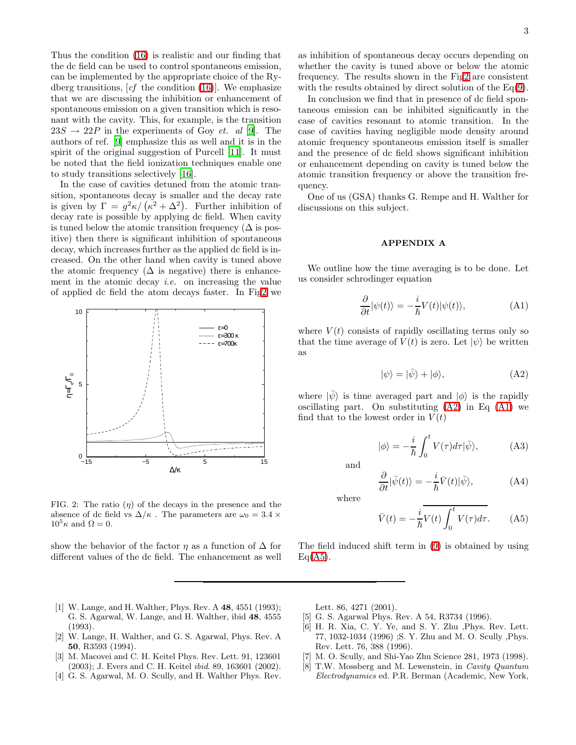Thus the condition (16) is realistic and our finding that the dc field can be used to control spontaneous emission, can be implemented by the appropriate choice of the Rydberg transitions, [*cf* the condition (16)]. We emphasize that we are discussing the inhibition or enhancement of spontaneous emission on a given transition which is resonant with the cavity. This, for example, is the transition $23S \rightarrow 22P$ in the experiments of Goy *et. al* [9]. The authors of ref. [9] emphasize this as well and it is in the spirit of the original suggestion of Purcell [11]. It must be noted that the field ionization techniques enable one to study transitions selectively [16].

In the case of cavities detuned from the atomic transition, spontaneous decay is smaller and the decay rate is given by $\Gamma = g^2\kappa/(\kappa^2 + \Delta^2)$. Further inhibition of decay rate is possible by applying dc field. When cavity is tuned below the atomic transition frequency ($\Delta$ is positive) then there is significant inhibition of spontaneous decay, which increases further as the applied dc field is increased. On the other hand when cavity is tuned above the atomic frequency ($\Delta$ is negative) there is enhancement in the atomic decay *i.e.* on increasing the value of applied dc field the atom decays faster. In Fig2 we show the behavior of the factor $\eta$ as a function of $\Delta$ for different values of the dc field. The enhancement as well as inhibition of spontaneous decay occurs depending on whether the cavity is tuned above or below the atomic frequency. The results shown in the Fig2 are consistent with the results obtained by direct solution of the Eq(9).

FIG. 2: The ratio ($\eta$) of the decays in the presence and the absence of dc field vs $\Delta/\kappa$ . The parameters are $\omega_0 = 3.4 \times 10^5\kappa$ and $\Omega = 0$.

In conclusion we find that in presence of dc field spontaneous emission can be inhibited significantly in the case of cavities resonant to atomic transition. In the case of cavities having negligible mode density around atomic frequency spontaneous emission itself is smaller and the presence of dc field shows significant inhibition or enhancement depending on cavity is tuned below the atomic transition frequency or above the transition frequency.

One of us (GSA) thanks G. Rempe and H. Walther for discussions on this subject.

## APPENDIX A

We outline how the time averaging is to be done. Let us consider schrodinger equation

$$\frac{\partial}{\partial t}|\psi(t)\rangle = -\frac{i}{\hbar}V(t)|\psi(t)\rangle, \tag{A1}$$

where $V(t)$ consists of rapidly oscillating terms only so that the time average of $V(t)$ is zero. Let $|\psi\rangle$ be written as

$$|\psi\rangle = |\bar{\psi}\rangle + |\phi\rangle, \tag{A2}$$

where $|\bar{\psi}\rangle$ is time averaged part and $|\phi\rangle$ is the rapidly oscillating part. On substituting (A2) in Eq (A1) we find that to the lowest order in $V(t)$

$$|\phi\rangle = -\frac{i}{\hbar}\int_0^t V(\tau)d\tau|\bar{\psi}\rangle, \tag{A3}$$

and

$$\frac{\partial}{\partial t}|\bar{\psi}(t)\rangle = -\frac{i}{\hbar}\bar{V}(t)|\bar{\psi}\rangle, \tag{A4}$$

where

$$\bar{V}(t) = -\frac{i}{\hbar}\overline{V(t)\int_0^t V(\tau)d\tau}. \tag{A5}$$

The field induced shift term in (9) is obtained by using Eq(A5).

---

[1] W. Lange, and H. Walther, Phys. Rev. A **48**, 4551 (1993); G. S. Agarwal, W. Lange, and H. Walther, ibid **48**, 4555 (1993).

[2] W. Lange, H. Walther, and G. S. Agarwal, Phys. Rev. A **50**, R3593 (1994).

[3] M. Macovei and C. H. Keitel Phys. Rev. Lett. 91, 123601 (2003); J. Evers and C. H. Keitel *ibid*. 89, 163601 (2002).

[4] G. S. Agarwal, M. O. Scully, and H. Walther Phys. Rev. Lett. 86, 4271 (2001).

[5] G. S. Agarwal Phys. Rev. A 54, R3734 (1996).

[6] H. R. Xia, C. Y. Ye, and S. Y. Zhu ,Phys. Rev. Lett. 77, 1032-1034 (1996) ;S. Y. Zhu and M. O. Scully ,Phys. Rev. Lett. 76, 388 (1996).

[7] M. O. Scully, and Shi-Yao Zhu Science 281, 1973 (1998).

[8] T.W. Mossberg and M. Lewenstein, in *Cavity Quantum Electrodynamics* ed. P.R. Berman (Academic, New York,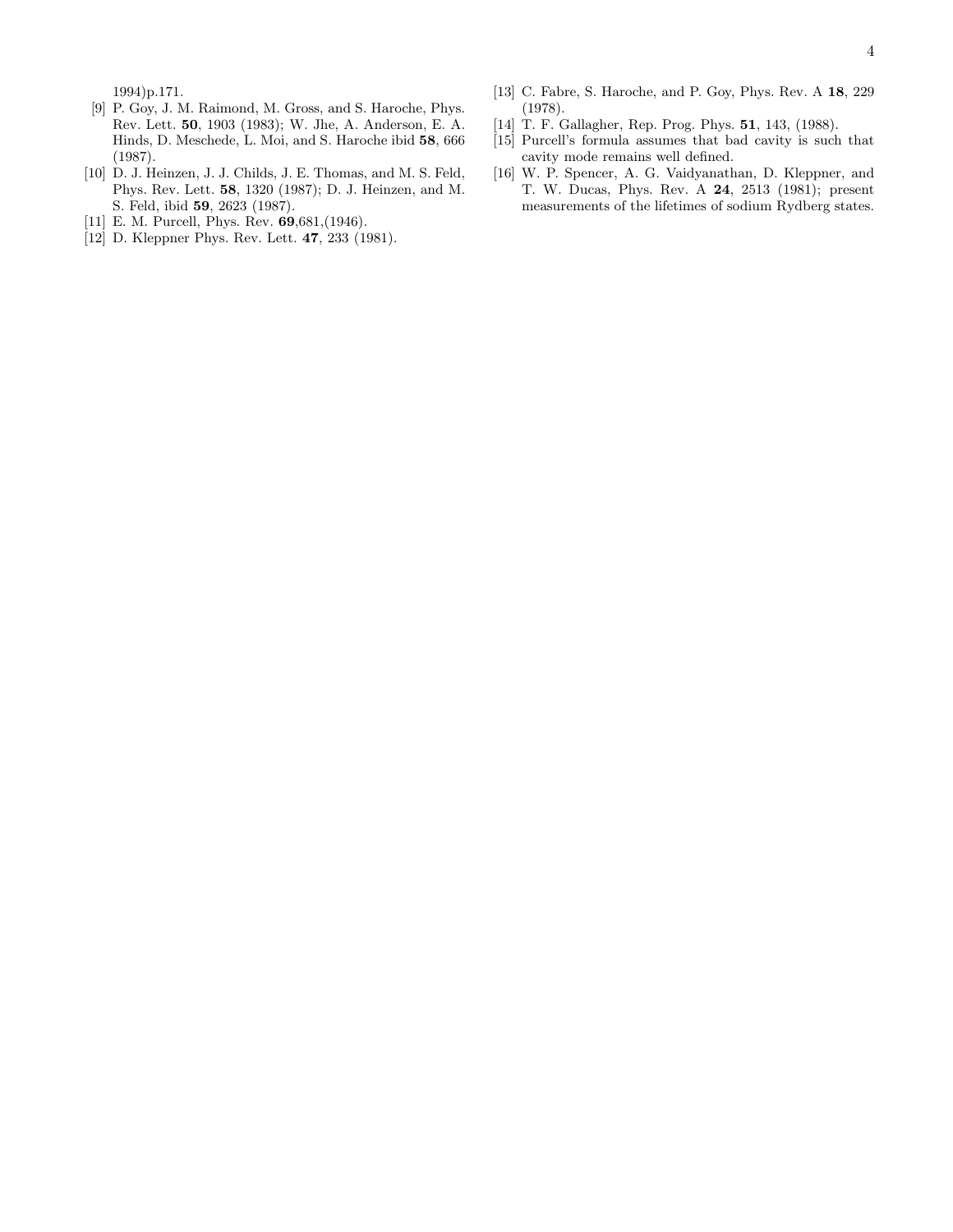1994)p.171.

[9] P. Goy, J. M. Raimond, M. Gross, and S. Haroche, Phys. Rev. Lett. **50**, 1903 (1983); W. Jhe, A. Anderson, E. A. Hinds, D. Meschede, L. Moi, and S. Haroche ibid **58**, 666 (1987).

[10] D. J. Heinzen, J. J. Childs, J. E. Thomas, and M. S. Feld, Phys. Rev. Lett. **58**, 1320 (1987); D. J. Heinzen, and M. S. Feld, ibid **59**, 2623 (1987).

[11] E. M. Purcell, Phys. Rev. **69**,681,(1946).

[12] D. Kleppner Phys. Rev. Lett. **47**, 233 (1981).

[13] C. Fabre, S. Haroche, and P. Goy, Phys. Rev. A **18**, 229 (1978).

[14] T. F. Gallagher, Rep. Prog. Phys. **51**, 143, (1988).

[15] Purcell's formula assumes that bad cavity is such that cavity mode remains well defined.

[16] W. P. Spencer, A. G. Vaidyanathan, D. Kleppner, and T. W. Ducas, Phys. Rev. A **24**, 2513 (1981); present measurements of the lifetimes of sodium Rydberg states.